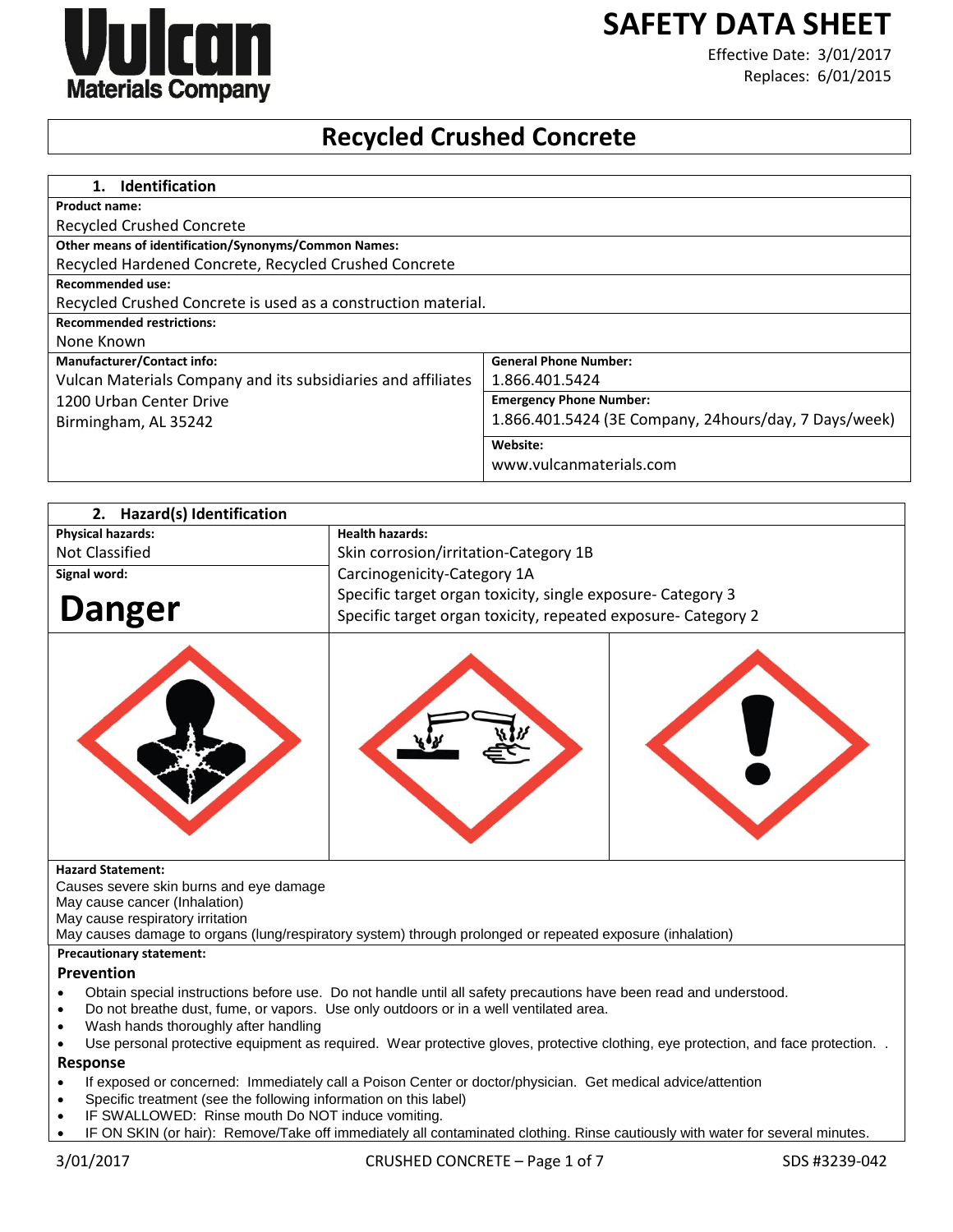# SAFETY DATA SHEET

Effective Date: 3/01/2017
Replaces: 6/01/2015

# Recycled Crushed Concrete

## 1. Identification

**Product name:**
Recycled Crushed Concrete

**Other means of identification/Synonyms/Common Names:**
Recycled Hardened Concrete, Recycled Crushed Concrete

**Recommended use:**
Recycled Crushed Concrete is used as a construction material.

**Recommended restrictions:**
None Known

| **Manufacturer/Contact info:** | **General Phone Number:** |
|---|---|
| Vulcan Materials Company and its subsidiaries and affiliates<br>1200 Urban Center Drive<br>Birmingham, AL 35242 | 1.866.401.5424 |
| | **Emergency Phone Number:**<br>1.866.401.5424 (3E Company, 24hours/day, 7 Days/week) |
| | **Website:**<br>www.vulcanmaterials.com |

## 2. Hazard(s) Identification

| **Physical hazards:** | **Health hazards:** |
|---|---|
| Not Classified | Skin corrosion/irritation-Category 1B<br>Carcinogenicity-Category 1A<br>Specific target organ toxicity, single exposure- Category 3<br>Specific target organ toxicity, repeated exposure- Category 2 |
| **Signal word:**<br>**Danger** | |

**Hazard Statement:**
Causes severe skin burns and eye damage
May cause cancer (Inhalation)
May cause respiratory irritation
May causes damage to organs (lung/respiratory system) through prolonged or repeated exposure (inhalation)

**Precautionary statement:**

### Prevention

- Obtain special instructions before use. Do not handle until all safety precautions have been read and understood.
- Do not breathe dust, fume, or vapors. Use only outdoors or in a well ventilated area.
- Wash hands thoroughly after handling
- Use personal protective equipment as required. Wear protective gloves, protective clothing, eye protection, and face protection. .

### Response

- If exposed or concerned: Immediately call a Poison Center or doctor/physician. Get medical advice/attention
- Specific treatment (see the following information on this label)
- IF SWALLOWED: Rinse mouth Do NOT induce vomiting.
- IF ON SKIN (or hair): Remove/Take off immediately all contaminated clothing. Rinse cautiously with water for several minutes.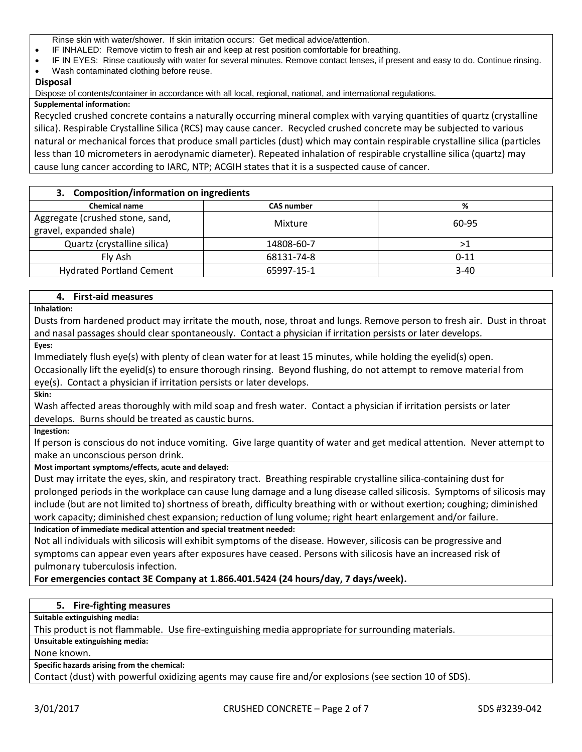Rinse skin with water/shower. If skin irritation occurs: Get medical advice/attention.

- IF INHALED: Remove victim to fresh air and keep at rest position comfortable for breathing.
- IF IN EYES: Rinse cautiously with water for several minutes. Remove contact lenses, if present and easy to do. Continue rinsing.
- Wash contaminated clothing before reuse.

**Disposal**

Dispose of contents/container in accordance with all local, regional, national, and international regulations.

**Supplemental information:**

Recycled crushed concrete contains a naturally occurring mineral complex with varying quantities of quartz (crystalline silica). Respirable Crystalline Silica (RCS) may cause cancer. Recycled crushed concrete may be subjected to various natural or mechanical forces that produce small particles (dust) which may contain respirable crystalline silica (particles less than 10 micrometers in aerodynamic diameter). Repeated inhalation of respirable crystalline silica (quartz) may cause lung cancer according to IARC, NTP; ACGIH states that it is a suspected cause of cancer.

## 3. Composition/information on ingredients

| Chemical name | CAS number | % |
|---|---|---|
| Aggregate (crushed stone, sand, gravel, expanded shale) | Mixture | 60-95 |
| Quartz (crystalline silica) | 14808-60-7 | >1 |
| Fly Ash | 68131-74-8 | 0-11 |
| Hydrated Portland Cement | 65997-15-1 | 3-40 |

## 4. First-aid measures

**Inhalation:**

Dusts from hardened product may irritate the mouth, nose, throat and lungs. Remove person to fresh air. Dust in throat and nasal passages should clear spontaneously. Contact a physician if irritation persists or later develops.

**Eyes:**

Immediately flush eye(s) with plenty of clean water for at least 15 minutes, while holding the eyelid(s) open. Occasionally lift the eyelid(s) to ensure thorough rinsing. Beyond flushing, do not attempt to remove material from eye(s). Contact a physician if irritation persists or later develops.

**Skin:**

Wash affected areas thoroughly with mild soap and fresh water. Contact a physician if irritation persists or later develops. Burns should be treated as caustic burns.

**Ingestion:**

If person is conscious do not induce vomiting. Give large quantity of water and get medical attention. Never attempt to make an unconscious person drink.

**Most important symptoms/effects, acute and delayed:**

Dust may irritate the eyes, skin, and respiratory tract. Breathing respirable crystalline silica-containing dust for prolonged periods in the workplace can cause lung damage and a lung disease called silicosis. Symptoms of silicosis may include (but are not limited to) shortness of breath, difficulty breathing with or without exertion; coughing; diminished work capacity; diminished chest expansion; reduction of lung volume; right heart enlargement and/or failure.

**Indication of immediate medical attention and special treatment needed:**

Not all individuals with silicosis will exhibit symptoms of the disease. However, silicosis can be progressive and symptoms can appear even years after exposures have ceased. Persons with silicosis have an increased risk of pulmonary tuberculosis infection.

**For emergencies contact 3E Company at 1.866.401.5424 (24 hours/day, 7 days/week).**

## 5. Fire-fighting measures

**Suitable extinguishing media:**

This product is not flammable. Use fire-extinguishing media appropriate for surrounding materials.

**Unsuitable extinguishing media:**

None known.

**Specific hazards arising from the chemical:**

Contact (dust) with powerful oxidizing agents may cause fire and/or explosions (see section 10 of SDS).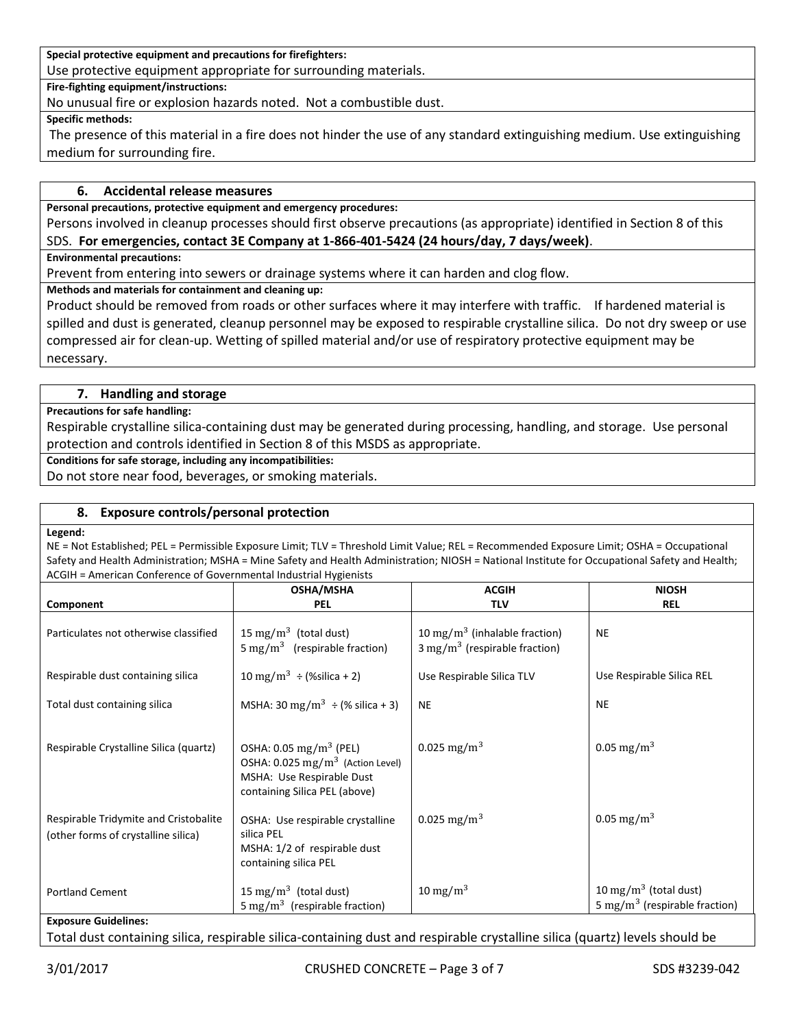**Special protective equipment and precautions for firefighters:**

Use protective equipment appropriate for surrounding materials.

**Fire-fighting equipment/instructions:**

No unusual fire or explosion hazards noted. Not a combustible dust.

**Specific methods:**

The presence of this material in a fire does not hinder the use of any standard extinguishing medium. Use extinguishing medium for surrounding fire.

## 6. Accidental release measures

**Personal precautions, protective equipment and emergency procedures:**

Persons involved in cleanup processes should first observe precautions (as appropriate) identified in Section 8 of this SDS. **For emergencies, contact 3E Company at 1-866-401-5424 (24 hours/day, 7 days/week)**.

**Environmental precautions:**

Prevent from entering into sewers or drainage systems where it can harden and clog flow.

**Methods and materials for containment and cleaning up:**

Product should be removed from roads or other surfaces where it may interfere with traffic. If hardened material is spilled and dust is generated, cleanup personnel may be exposed to respirable crystalline silica. Do not dry sweep or use compressed air for clean-up. Wetting of spilled material and/or use of respiratory protective equipment may be necessary.

## 7. Handling and storage

**Precautions for safe handling:**

Respirable crystalline silica-containing dust may be generated during processing, handling, and storage. Use personal protection and controls identified in Section 8 of this MSDS as appropriate.

**Conditions for safe storage, including any incompatibilities:**

Do not store near food, beverages, or smoking materials.

## 8. Exposure controls/personal protection

**Legend:**

NE = Not Established; PEL = Permissible Exposure Limit; TLV = Threshold Limit Value; REL = Recommended Exposure Limit; OSHA = Occupational Safety and Health Administration; MSHA = Mine Safety and Health Administration; NIOSH = National Institute for Occupational Safety and Health; ACGIH = American Conference of Governmental Industrial Hygienists

| Component | OSHA/MSHA PEL | ACGIH TLV | NIOSH REL |
|---|---|---|---|
| Particulates not otherwise classified | 15 $mg/m^3$ (total dust)<br>5 $mg/m^3$ (respirable fraction) | 10 $mg/m^3$ (inhalable fraction)<br>3 $mg/m^3$ (respirable fraction) | NE |
| Respirable dust containing silica | 10 $mg/m^3$ ÷ (%silica + 2) | Use Respirable Silica TLV | Use Respirable Silica REL |
| Total dust containing silica | MSHA: 30 $mg/m^3$ ÷ (% silica + 3) | NE | NE |
| Respirable Crystalline Silica (quartz) | OSHA: 0.05 $mg/m^3$ (PEL)<br>OSHA: 0.025 $mg/m^3$ (Action Level)<br>MSHA: Use Respirable Dust containing Silica PEL (above) | 0.025 $mg/m^3$ | 0.05 $mg/m^3$ |
| Respirable Tridymite and Cristobalite (other forms of crystalline silica) | OSHA: Use respirable crystalline silica PEL<br>MSHA: 1/2 of respirable dust containing silica PEL | 0.025 $mg/m^3$ | 0.05 $mg/m^3$ |
| Portland Cement | 15 $mg/m^3$ (total dust)<br>5 $mg/m^3$ (respirable fraction) | 10 $mg/m^3$ | 10 $mg/m^3$ (total dust)<br>5 $mg/m^3$ (respirable fraction) |

**Exposure Guidelines:**

Total dust containing silica, respirable silica-containing dust and respirable crystalline silica (quartz) levels should be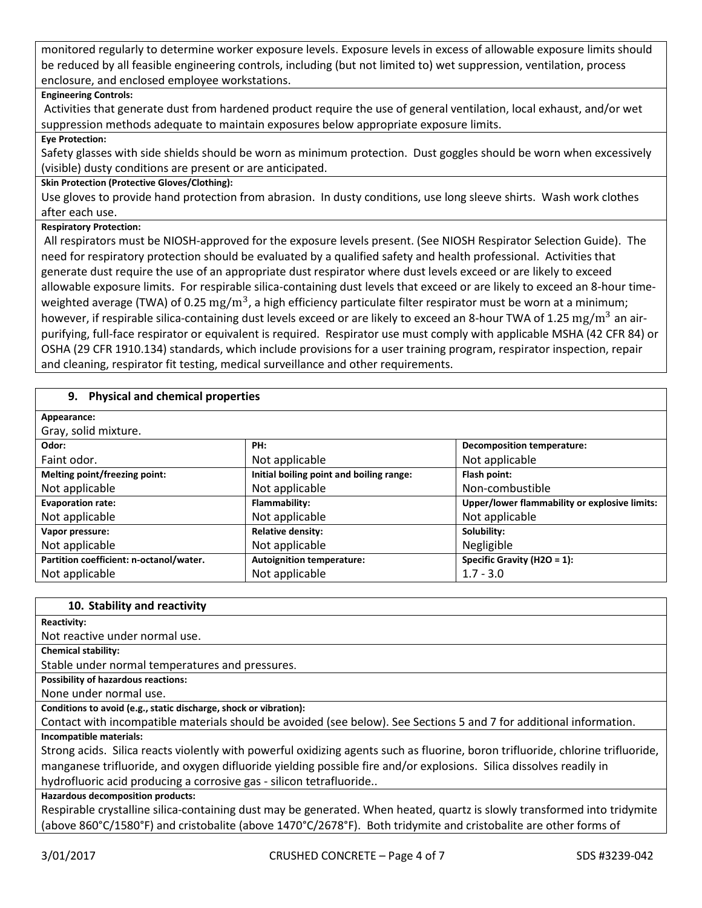monitored regularly to determine worker exposure levels. Exposure levels in excess of allowable exposure limits should be reduced by all feasible engineering controls, including (but not limited to) wet suppression, ventilation, process enclosure, and enclosed employee workstations.

**Engineering Controls:**

Activities that generate dust from hardened product require the use of general ventilation, local exhaust, and/or wet suppression methods adequate to maintain exposures below appropriate exposure limits.

**Eye Protection:**

Safety glasses with side shields should be worn as minimum protection. Dust goggles should be worn when excessively (visible) dusty conditions are present or are anticipated.

**Skin Protection (Protective Gloves/Clothing):**

Use gloves to provide hand protection from abrasion. In dusty conditions, use long sleeve shirts. Wash work clothes after each use.

**Respiratory Protection:**

All respirators must be NIOSH-approved for the exposure levels present. (See NIOSH Respirator Selection Guide). The need for respiratory protection should be evaluated by a qualified safety and health professional. Activities that generate dust require the use of an appropriate dust respirator where dust levels exceed or are likely to exceed allowable exposure limits. For respirable silica-containing dust levels that exceed or are likely to exceed an 8-hour time-weighted average (TWA) of 0.25 $mg/m^3$, a high efficiency particulate filter respirator must be worn at a minimum; however, if respirable silica-containing dust levels exceed or are likely to exceed an 8-hour TWA of 1.25 $mg/m^3$ an air-purifying, full-face respirator or equivalent is required. Respirator use must comply with applicable MSHA (42 CFR 84) or OSHA (29 CFR 1910.134) standards, which include provisions for a user training program, respirator inspection, repair and cleaning, respirator fit testing, medical surveillance and other requirements.

## 9. Physical and chemical properties

**Appearance:**

Gray, solid mixture.

| Odor: | PH: | Decomposition temperature: |
|---|---|---|
| Faint odor. | Not applicable | Not applicable |
| **Melting point/freezing point:** | **Initial boiling point and boiling range:** | **Flash point:** |
| Not applicable | Not applicable | Non-combustible |
| **Evaporation rate:** | **Flammability:** | **Upper/lower flammability or explosive limits:** |
| Not applicable | Not applicable | Not applicable |
| **Vapor pressure:** | **Relative density:** | **Solubility:** |
| Not applicable | Not applicable | Negligible |
| **Partition coefficient: n-octanol/water.** | **Autoignition temperature:** | **Specific Gravity ($H_2O$ = 1):** |
| Not applicable | Not applicable | 1.7 - 3.0 |

## 10. Stability and reactivity

**Reactivity:**

Not reactive under normal use.

**Chemical stability:**

Stable under normal temperatures and pressures.

**Possibility of hazardous reactions:**

None under normal use.

**Conditions to avoid (e.g., static discharge, shock or vibration):**

Contact with incompatible materials should be avoided (see below). See Sections 5 and 7 for additional information.

**Incompatible materials:**

Strong acids. Silica reacts violently with powerful oxidizing agents such as fluorine, boron trifluoride, chlorine trifluoride, manganese trifluoride, and oxygen difluoride yielding possible fire and/or explosions. Silica dissolves readily in hydrofluoric acid producing a corrosive gas - silicon tetrafluoride..

**Hazardous decomposition products:**

Respirable crystalline silica-containing dust may be generated. When heated, quartz is slowly transformed into tridymite (above 860°C/1580°F) and cristobalite (above 1470°C/2678°F). Both tridymite and cristobalite are other forms of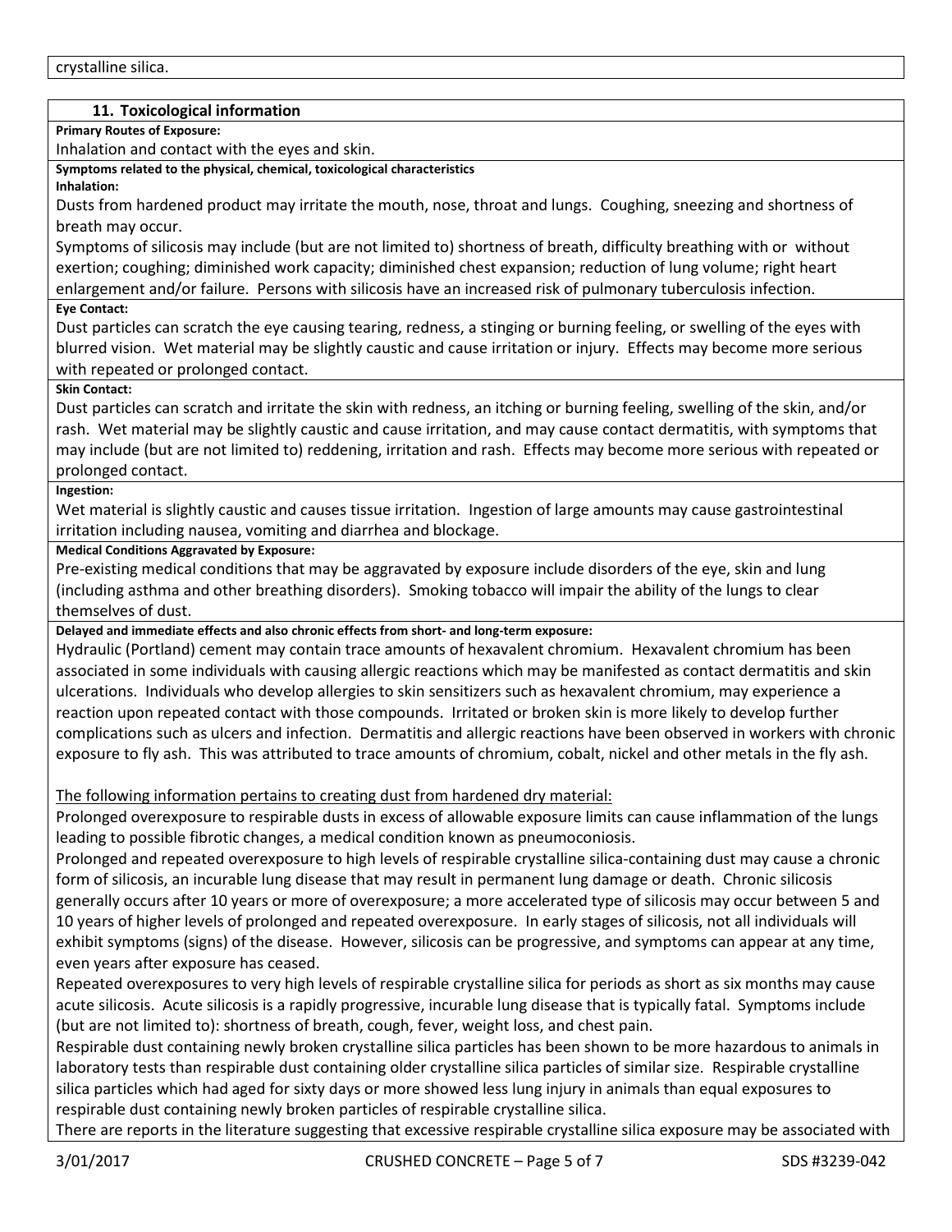crystalline silica.

## 11. Toxicological information

**Primary Routes of Exposure:**

Inhalation and contact with the eyes and skin.

**Symptoms related to the physical, chemical, toxicological characteristics**

**Inhalation:**

Dusts from hardened product may irritate the mouth, nose, throat and lungs. Coughing, sneezing and shortness of breath may occur.

Symptoms of silicosis may include (but are not limited to) shortness of breath, difficulty breathing with or without exertion; coughing; diminished work capacity; diminished chest expansion; reduction of lung volume; right heart enlargement and/or failure. Persons with silicosis have an increased risk of pulmonary tuberculosis infection.

**Eye Contact:**

Dust particles can scratch the eye causing tearing, redness, a stinging or burning feeling, or swelling of the eyes with blurred vision. Wet material may be slightly caustic and cause irritation or injury. Effects may become more serious with repeated or prolonged contact.

**Skin Contact:**

Dust particles can scratch and irritate the skin with redness, an itching or burning feeling, swelling of the skin, and/or rash. Wet material may be slightly caustic and cause irritation, and may cause contact dermatitis, with symptoms that may include (but are not limited to) reddening, irritation and rash. Effects may become more serious with repeated or prolonged contact.

**Ingestion:**

Wet material is slightly caustic and causes tissue irritation. Ingestion of large amounts may cause gastrointestinal irritation including nausea, vomiting and diarrhea and blockage.

**Medical Conditions Aggravated by Exposure:**

Pre-existing medical conditions that may be aggravated by exposure include disorders of the eye, skin and lung (including asthma and other breathing disorders). Smoking tobacco will impair the ability of the lungs to clear themselves of dust.

**Delayed and immediate effects and also chronic effects from short- and long-term exposure:**

Hydraulic (Portland) cement may contain trace amounts of hexavalent chromium. Hexavalent chromium has been associated in some individuals with causing allergic reactions which may be manifested as contact dermatitis and skin ulcerations. Individuals who develop allergies to skin sensitizers such as hexavalent chromium, may experience a reaction upon repeated contact with those compounds. Irritated or broken skin is more likely to develop further complications such as ulcers and infection. Dermatitis and allergic reactions have been observed in workers with chronic exposure to fly ash. This was attributed to trace amounts of chromium, cobalt, nickel and other metals in the fly ash.

<u>The following information pertains to creating dust from hardened dry material:</u>

Prolonged overexposure to respirable dusts in excess of allowable exposure limits can cause inflammation of the lungs leading to possible fibrotic changes, a medical condition known as pneumoconiosis.

Prolonged and repeated overexposure to high levels of respirable crystalline silica-containing dust may cause a chronic form of silicosis, an incurable lung disease that may result in permanent lung damage or death. Chronic silicosis generally occurs after 10 years or more of overexposure; a more accelerated type of silicosis may occur between 5 and 10 years of higher levels of prolonged and repeated overexposure. In early stages of silicosis, not all individuals will exhibit symptoms (signs) of the disease. However, silicosis can be progressive, and symptoms can appear at any time, even years after exposure has ceased.

Repeated overexposures to very high levels of respirable crystalline silica for periods as short as six months may cause acute silicosis. Acute silicosis is a rapidly progressive, incurable lung disease that is typically fatal. Symptoms include (but are not limited to): shortness of breath, cough, fever, weight loss, and chest pain.

Respirable dust containing newly broken crystalline silica particles has been shown to be more hazardous to animals in laboratory tests than respirable dust containing older crystalline silica particles of similar size. Respirable crystalline silica particles which had aged for sixty days or more showed less lung injury in animals than equal exposures to respirable dust containing newly broken particles of respirable crystalline silica.

There are reports in the literature suggesting that excessive respirable crystalline silica exposure may be associated with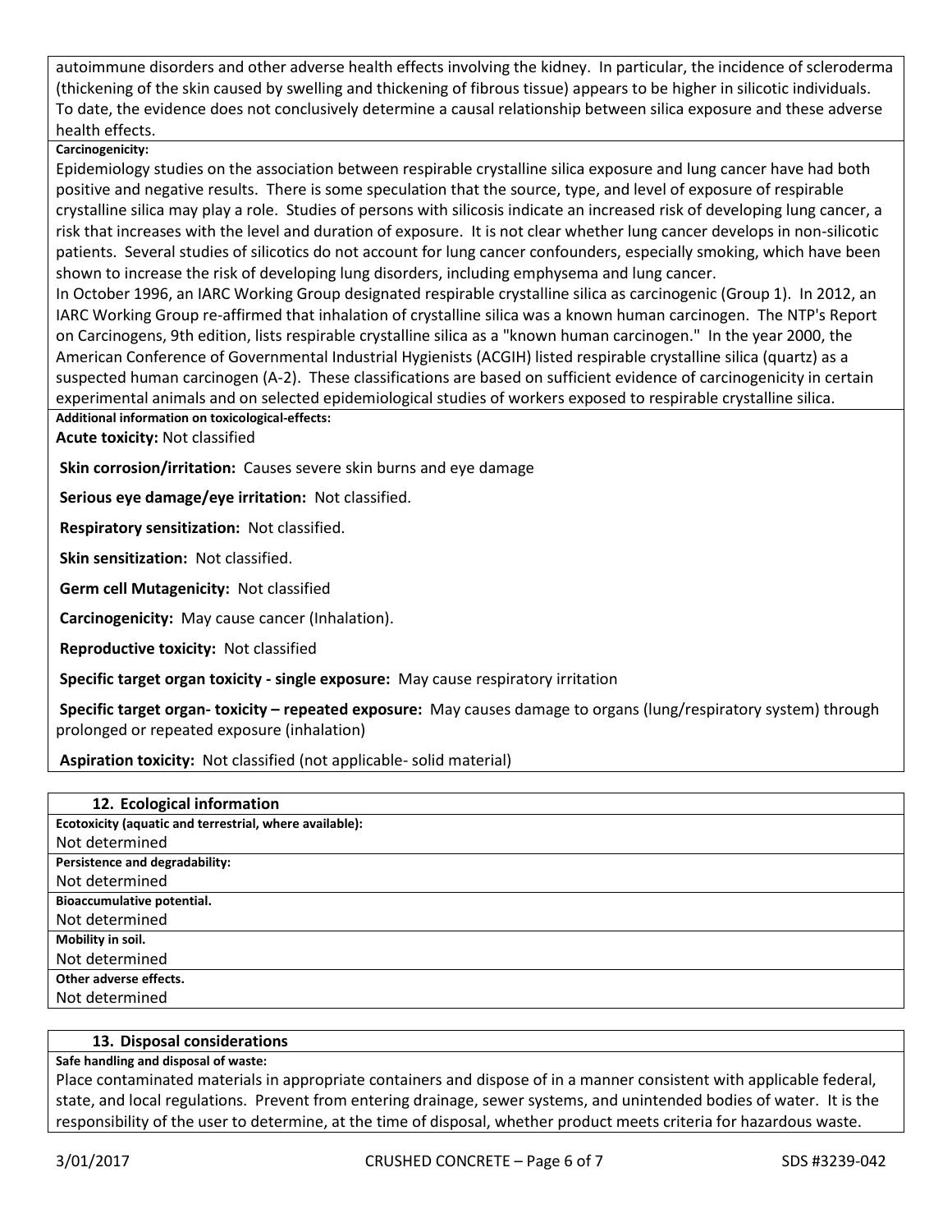autoimmune disorders and other adverse health effects involving the kidney. In particular, the incidence of scleroderma (thickening of the skin caused by swelling and thickening of fibrous tissue) appears to be higher in silicotic individuals. To date, the evidence does not conclusively determine a causal relationship between silica exposure and these adverse health effects.

**Carcinogenicity:**

Epidemiology studies on the association between respirable crystalline silica exposure and lung cancer have had both positive and negative results. There is some speculation that the source, type, and level of exposure of respirable crystalline silica may play a role. Studies of persons with silicosis indicate an increased risk of developing lung cancer, a risk that increases with the level and duration of exposure. It is not clear whether lung cancer develops in non-silicotic patients. Several studies of silicotics do not account for lung cancer confounders, especially smoking, which have been shown to increase the risk of developing lung disorders, including emphysema and lung cancer.

In October 1996, an IARC Working Group designated respirable crystalline silica as carcinogenic (Group 1). In 2012, an IARC Working Group re-affirmed that inhalation of crystalline silica was a known human carcinogen. The NTP's Report on Carcinogens, 9th edition, lists respirable crystalline silica as a "known human carcinogen." In the year 2000, the American Conference of Governmental Industrial Hygienists (ACGIH) listed respirable crystalline silica (quartz) as a suspected human carcinogen (A-2). These classifications are based on sufficient evidence of carcinogenicity in certain experimental animals and on selected epidemiological studies of workers exposed to respirable crystalline silica.

**Additional information on toxicological-effects:**

**Acute toxicity:** Not classified

**Skin corrosion/irritation:** Causes severe skin burns and eye damage

**Serious eye damage/eye irritation:** Not classified.

**Respiratory sensitization:** Not classified.

**Skin sensitization:** Not classified.

**Germ cell Mutagenicity:** Not classified

**Carcinogenicity:** May cause cancer (Inhalation).

**Reproductive toxicity:** Not classified

**Specific target organ toxicity - single exposure:** May cause respiratory irritation

**Specific target organ- toxicity – repeated exposure:** May causes damage to organs (lung/respiratory system) through prolonged or repeated exposure (inhalation)

**Aspiration toxicity:** Not classified (not applicable- solid material)

## 12. Ecological information

**Ecotoxicity (aquatic and terrestrial, where available):**

Not determined

**Persistence and degradability:**

Not determined

**Bioaccumulative potential.**

Not determined

**Mobility in soil.**

Not determined

**Other adverse effects.**

Not determined

## 13. Disposal considerations

**Safe handling and disposal of waste:**

Place contaminated materials in appropriate containers and dispose of in a manner consistent with applicable federal, state, and local regulations. Prevent from entering drainage, sewer systems, and unintended bodies of water. It is the responsibility of the user to determine, at the time of disposal, whether product meets criteria for hazardous waste.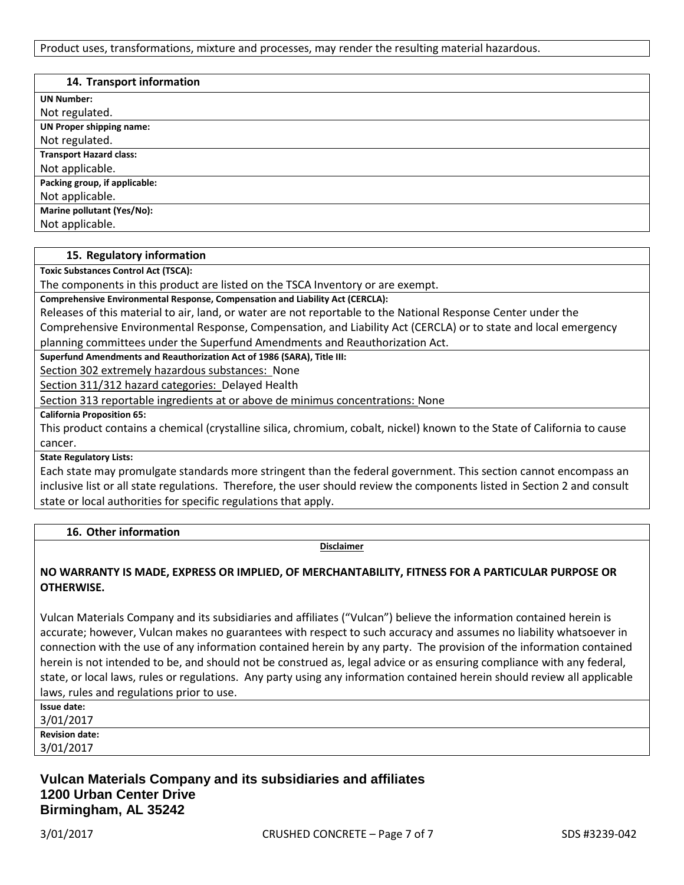Product uses, transformations, mixture and processes, may render the resulting material hazardous.

## 14. Transport information

**UN Number:**
Not regulated.

**UN Proper shipping name:**
Not regulated.

**Transport Hazard class:**
Not applicable.

**Packing group, if applicable:**
Not applicable.

**Marine pollutant (Yes/No):**
Not applicable.

## 15. Regulatory information

**Toxic Substances Control Act (TSCA):**
The components in this product are listed on the TSCA Inventory or are exempt.

**Comprehensive Environmental Response, Compensation and Liability Act (CERCLA):**
Releases of this material to air, land, or water are not reportable to the National Response Center under the Comprehensive Environmental Response, Compensation, and Liability Act (CERCLA) or to state and local emergency planning committees under the Superfund Amendments and Reauthorization Act.

**Superfund Amendments and Reauthorization Act of 1986 (SARA), Title III:**
Section 302 extremely hazardous substances: None
Section 311/312 hazard categories: Delayed Health
Section 313 reportable ingredients at or above de minimus concentrations: None

**California Proposition 65:**
This product contains a chemical (crystalline silica, chromium, cobalt, nickel) known to the State of California to cause cancer.

**State Regulatory Lists:**
Each state may promulgate standards more stringent than the federal government. This section cannot encompass an inclusive list or all state regulations. Therefore, the user should review the components listed in Section 2 and consult state or local authorities for specific regulations that apply.

## 16. Other information

**Disclaimer**

**NO WARRANTY IS MADE, EXPRESS OR IMPLIED, OF MERCHANTABILITY, FITNESS FOR A PARTICULAR PURPOSE OR OTHERWISE.**

Vulcan Materials Company and its subsidiaries and affiliates ("Vulcan") believe the information contained herein is accurate; however, Vulcan makes no guarantees with respect to such accuracy and assumes no liability whatsoever in connection with the use of any information contained herein by any party. The provision of the information contained herein is not intended to be, and should not be construed as, legal advice or as ensuring compliance with any federal, state, or local laws, rules or regulations. Any party using any information contained herein should review all applicable laws, rules and regulations prior to use.

**Issue date:**
3/01/2017

**Revision date:**
3/01/2017

**Vulcan Materials Company and its subsidiaries and affiliates**
**1200 Urban Center Drive**
**Birmingham, AL 35242**